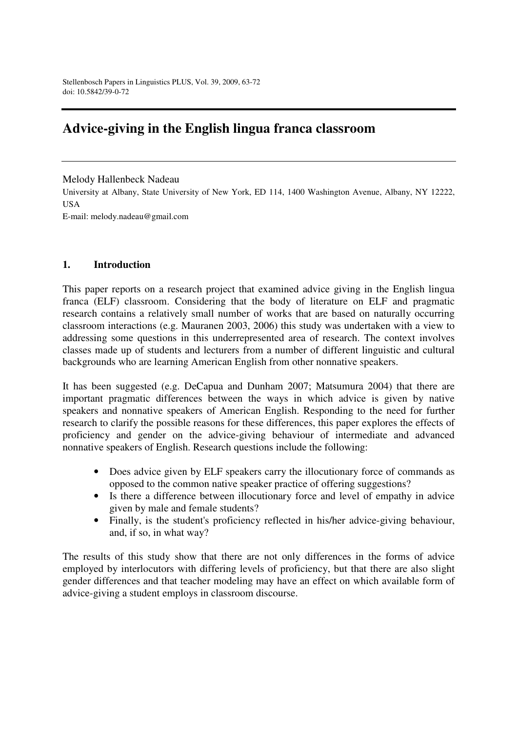# Advice-giving in the English lingua franca classroom

Melody Hallenbeck Nadeau

University at Albany, State University of New York, ED 114, 1400 Washington Avenue, Albany, NY 12222, USA

E-mail: melody.nadeau@gmail.com

## 1. Introduction

This paper reports on a research project that examined advice giving in the English lingua franca (ELF) classroom. Considering that the body of literature on ELF and pragmatic research contains a relatively small number of works that are based on naturally occurring classroom interactions (e.g. Mauranen 2003, 2006) this study was undertaken with a view to addressing some questions in this underrepresented area of research. The context involves classes made up of students and lecturers from a number of different linguistic and cultural backgrounds who are learning American English from other nonnative speakers.

It has been suggested (e.g. DeCapua and Dunham 2007; Matsumura 2004) that there are important pragmatic differences between the ways in which advice is given by native speakers and nonnative speakers of American English. Responding to the need for further research to clarify the possible reasons for these differences, this paper explores the effects of proficiency and gender on the advice-giving behaviour of intermediate and advanced nonnative speakers of English. Research questions include the following:

- Does advice given by ELF speakers carry the illocutionary force of commands as opposed to the common native speaker practice of offering suggestions?
- Is there a difference between illocutionary force and level of empathy in advice given by male and female students?
- Finally, is the student's proficiency reflected in his/her advice-giving behaviour, and, if so, in what way?

The results of this study show that there are not only differences in the forms of advice employed by interlocutors with differing levels of proficiency, but that there are also slight gender differences and that teacher modeling may have an effect on which available form of advice-giving a student employs in classroom discourse.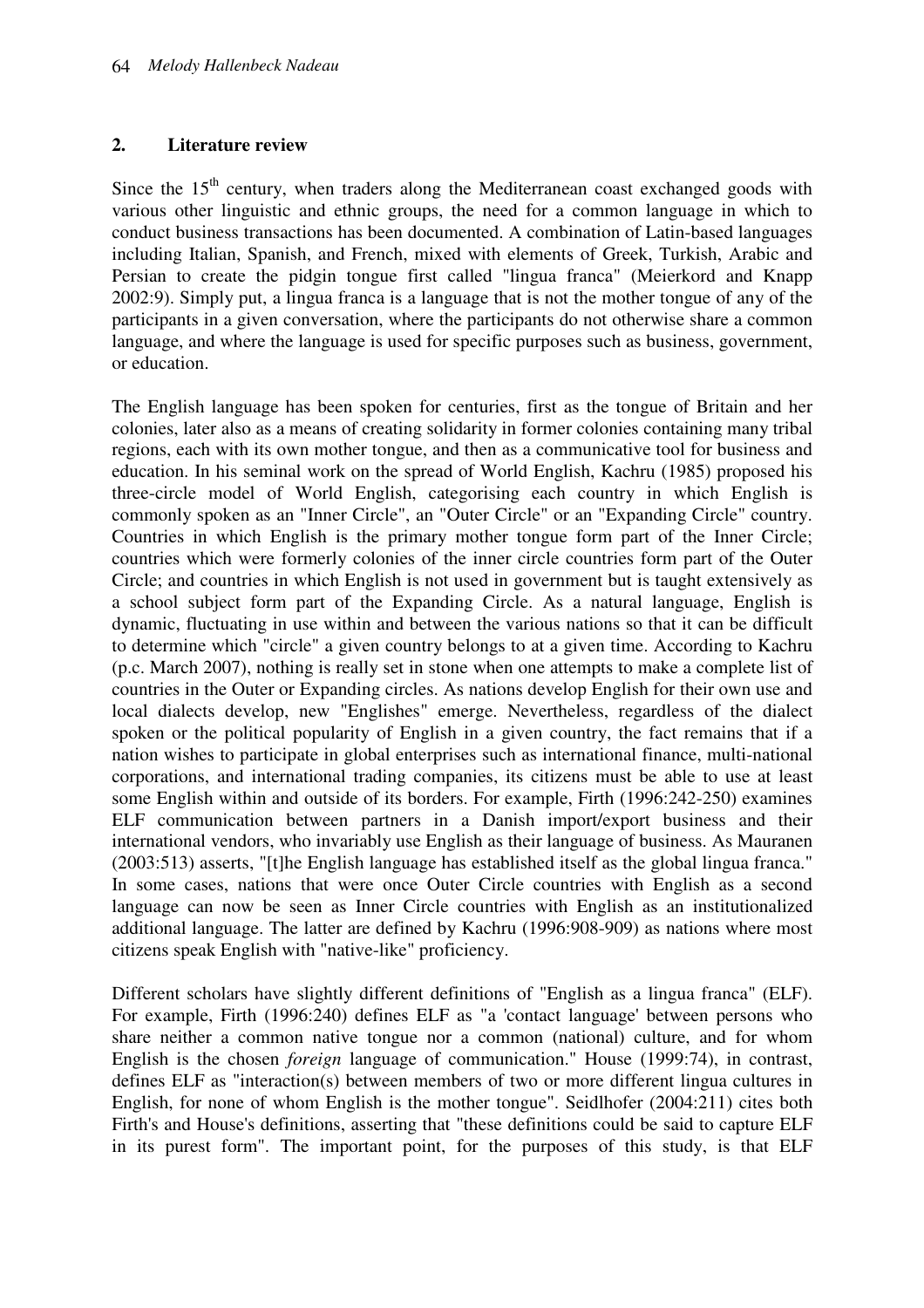## 2. Literature review

Since the 15$^{th}$ century, when traders along the Mediterranean coast exchanged goods with various other linguistic and ethnic groups, the need for a common language in which to conduct business transactions has been documented. A combination of Latin-based languages including Italian, Spanish, and French, mixed with elements of Greek, Turkish, Arabic and Persian to create the pidgin tongue first called "lingua franca" (Meierkord and Knapp 2002:9). Simply put, a lingua franca is a language that is not the mother tongue of any of the participants in a given conversation, where the participants do not otherwise share a common language, and where the language is used for specific purposes such as business, government, or education.

The English language has been spoken for centuries, first as the tongue of Britain and her colonies, later also as a means of creating solidarity in former colonies containing many tribal regions, each with its own mother tongue, and then as a communicative tool for business and education. In his seminal work on the spread of World English, Kachru (1985) proposed his three-circle model of World English, categorising each country in which English is commonly spoken as an "Inner Circle", an "Outer Circle" or an "Expanding Circle" country. Countries in which English is the primary mother tongue form part of the Inner Circle; countries which were formerly colonies of the inner circle countries form part of the Outer Circle; and countries in which English is not used in government but is taught extensively as a school subject form part of the Expanding Circle. As a natural language, English is dynamic, fluctuating in use within and between the various nations so that it can be difficult to determine which "circle" a given country belongs to at a given time. According to Kachru (p.c. March 2007), nothing is really set in stone when one attempts to make a complete list of countries in the Outer or Expanding circles. As nations develop English for their own use and local dialects develop, new "Englishes" emerge. Nevertheless, regardless of the dialect spoken or the political popularity of English in a given country, the fact remains that if a nation wishes to participate in global enterprises such as international finance, multi-national corporations, and international trading companies, its citizens must be able to use at least some English within and outside of its borders. For example, Firth (1996:242-250) examines ELF communication between partners in a Danish import/export business and their international vendors, who invariably use English as their language of business. As Mauranen (2003:513) asserts, "[t]he English language has established itself as the global lingua franca." In some cases, nations that were once Outer Circle countries with English as a second language can now be seen as Inner Circle countries with English as an institutionalized additional language. The latter are defined by Kachru (1996:908-909) as nations where most citizens speak English with "native-like" proficiency.

Different scholars have slightly different definitions of "English as a lingua franca" (ELF). For example, Firth (1996:240) defines ELF as "a 'contact language' between persons who share neither a common native tongue nor a common (national) culture, and for whom English is the chosen *foreign* language of communication." House (1999:74), in contrast, defines ELF as "interaction(s) between members of two or more different lingua cultures in English, for none of whom English is the mother tongue". Seidlhofer (2004:211) cites both Firth's and House's definitions, asserting that "these definitions could be said to capture ELF in its purest form". The important point, for the purposes of this study, is that ELF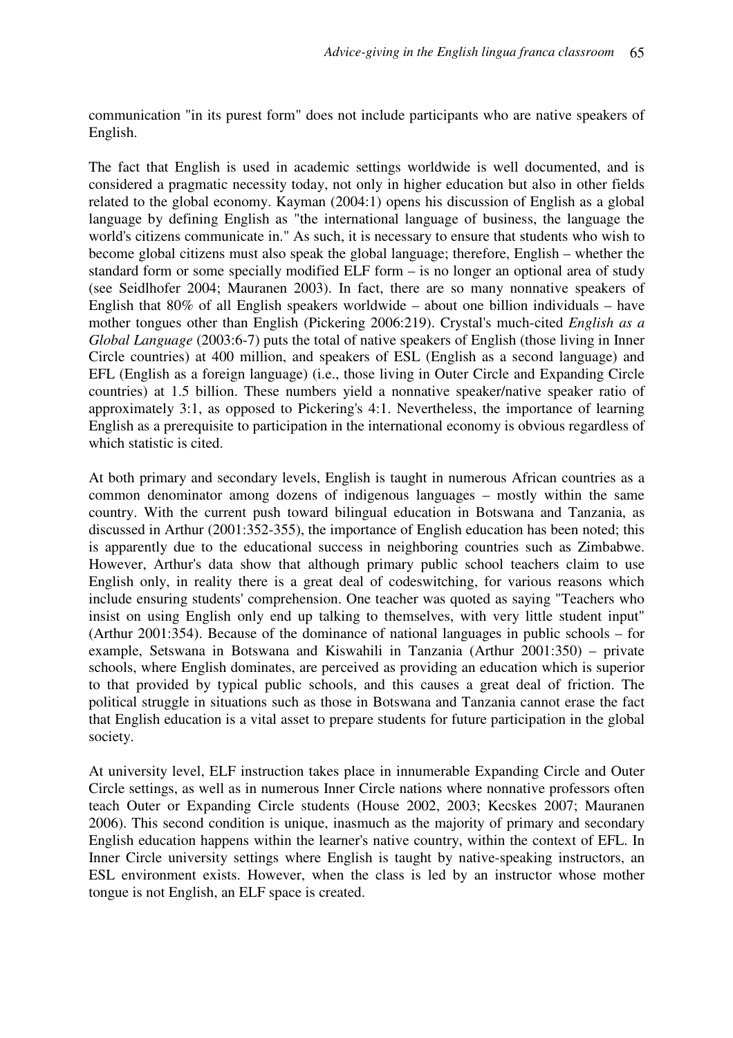communication "in its purest form" does not include participants who are native speakers of English.

The fact that English is used in academic settings worldwide is well documented, and is considered a pragmatic necessity today, not only in higher education but also in other fields related to the global economy. Kayman (2004:1) opens his discussion of English as a global language by defining English as "the international language of business, the language the world's citizens communicate in." As such, it is necessary to ensure that students who wish to become global citizens must also speak the global language; therefore, English – whether the standard form or some specially modified ELF form – is no longer an optional area of study (see Seidlhofer 2004; Mauranen 2003). In fact, there are so many nonnative speakers of English that 80% of all English speakers worldwide – about one billion individuals – have mother tongues other than English (Pickering 2006:219). Crystal's much-cited *English as a Global Language* (2003:6-7) puts the total of native speakers of English (those living in Inner Circle countries) at 400 million, and speakers of ESL (English as a second language) and EFL (English as a foreign language) (i.e., those living in Outer Circle and Expanding Circle countries) at 1.5 billion. These numbers yield a nonnative speaker/native speaker ratio of approximately 3:1, as opposed to Pickering's 4:1. Nevertheless, the importance of learning English as a prerequisite to participation in the international economy is obvious regardless of which statistic is cited.

At both primary and secondary levels, English is taught in numerous African countries as a common denominator among dozens of indigenous languages – mostly within the same country. With the current push toward bilingual education in Botswana and Tanzania, as discussed in Arthur (2001:352-355), the importance of English education has been noted; this is apparently due to the educational success in neighboring countries such as Zimbabwe. However, Arthur's data show that although primary public school teachers claim to use English only, in reality there is a great deal of codeswitching, for various reasons which include ensuring students' comprehension. One teacher was quoted as saying "Teachers who insist on using English only end up talking to themselves, with very little student input" (Arthur 2001:354). Because of the dominance of national languages in public schools – for example, Setswana in Botswana and Kiswahili in Tanzania (Arthur 2001:350) – private schools, where English dominates, are perceived as providing an education which is superior to that provided by typical public schools, and this causes a great deal of friction. The political struggle in situations such as those in Botswana and Tanzania cannot erase the fact that English education is a vital asset to prepare students for future participation in the global society.

At university level, ELF instruction takes place in innumerable Expanding Circle and Outer Circle settings, as well as in numerous Inner Circle nations where nonnative professors often teach Outer or Expanding Circle students (House 2002, 2003; Kecskes 2007; Mauranen 2006). This second condition is unique, inasmuch as the majority of primary and secondary English education happens within the learner's native country, within the context of EFL. In Inner Circle university settings where English is taught by native-speaking instructors, an ESL environment exists. However, when the class is led by an instructor whose mother tongue is not English, an ELF space is created.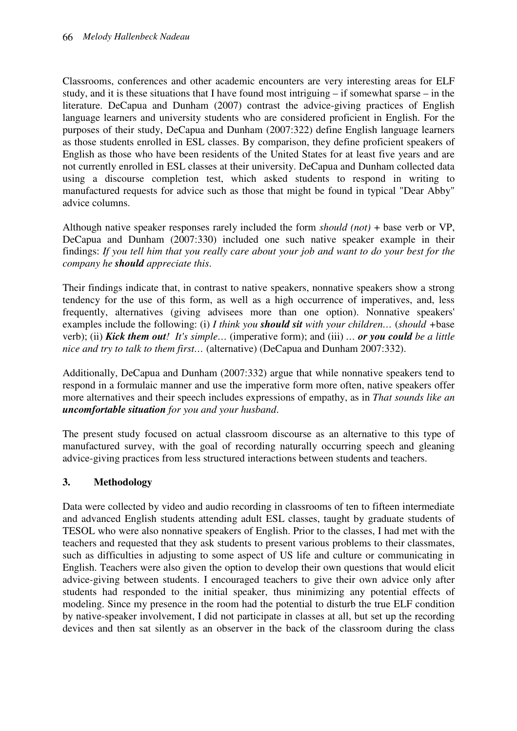Classrooms, conferences and other academic encounters are very interesting areas for ELF study, and it is these situations that I have found most intriguing – if somewhat sparse – in the literature. DeCapua and Dunham (2007) contrast the advice-giving practices of English language learners and university students who are considered proficient in English. For the purposes of their study, DeCapua and Dunham (2007:322) define English language learners as those students enrolled in ESL classes. By comparison, they define proficient speakers of English as those who have been residents of the United States for at least five years and are not currently enrolled in ESL classes at their university. DeCapua and Dunham collected data using a discourse completion test, which asked students to respond in writing to manufactured requests for advice such as those that might be found in typical "Dear Abby" advice columns.

Although native speaker responses rarely included the form *should (not)* + base verb or VP, DeCapua and Dunham (2007:330) included one such native speaker example in their findings: *If you tell him that you really care about your job and want to do your best for the company he **should** appreciate this*.

Their findings indicate that, in contrast to native speakers, nonnative speakers show a strong tendency for the use of this form, as well as a high occurrence of imperatives, and, less frequently, alternatives (giving advisees more than one option). Nonnative speakers' examples include the following: (i) *I think you **should sit** with your children…* (*should* +base verb); (ii) ***Kick them out**! It's simple…* (imperative form); and (iii) *… **or you could** be a little nice and try to talk to them first…* (alternative) (DeCapua and Dunham 2007:332).

Additionally, DeCapua and Dunham (2007:332) argue that while nonnative speakers tend to respond in a formulaic manner and use the imperative form more often, native speakers offer more alternatives and their speech includes expressions of empathy, as in *That sounds like an **uncomfortable situation** for you and your husband*.

The present study focused on actual classroom discourse as an alternative to this type of manufactured survey, with the goal of recording naturally occurring speech and gleaning advice-giving practices from less structured interactions between students and teachers.

## 3. Methodology

Data were collected by video and audio recording in classrooms of ten to fifteen intermediate and advanced English students attending adult ESL classes, taught by graduate students of TESOL who were also nonnative speakers of English. Prior to the classes, I had met with the teachers and requested that they ask students to present various problems to their classmates, such as difficulties in adjusting to some aspect of US life and culture or communicating in English. Teachers were also given the option to develop their own questions that would elicit advice-giving between students. I encouraged teachers to give their own advice only after students had responded to the initial speaker, thus minimizing any potential effects of modeling. Since my presence in the room had the potential to disturb the true ELF condition by native-speaker involvement, I did not participate in classes at all, but set up the recording devices and then sat silently as an observer in the back of the classroom during the class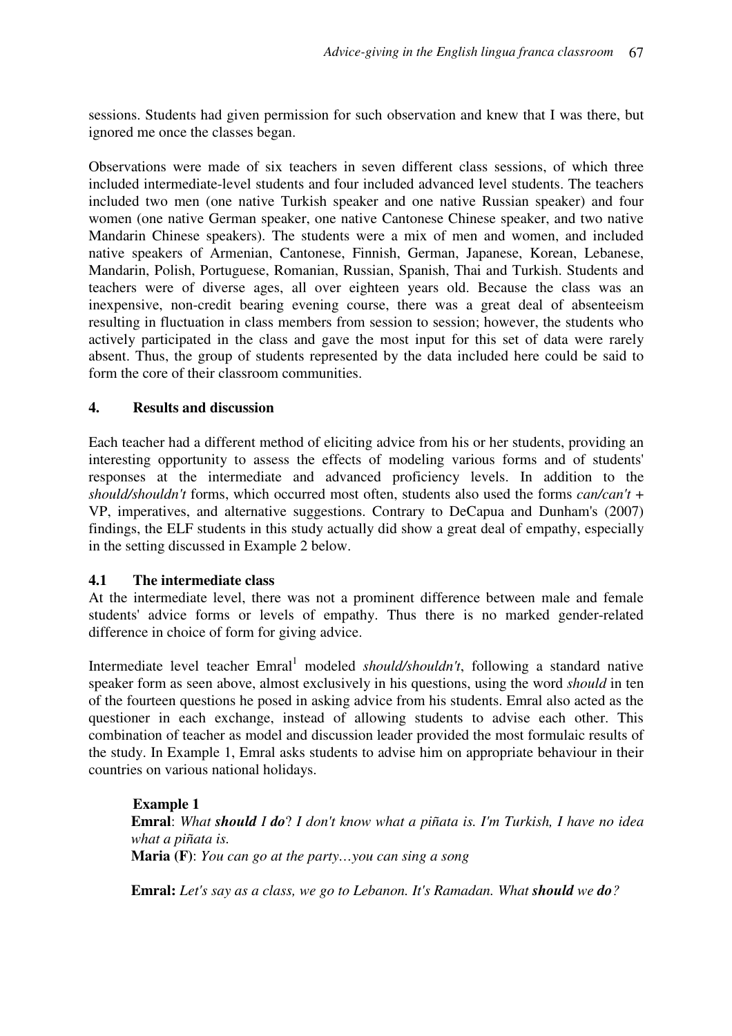sessions. Students had given permission for such observation and knew that I was there, but ignored me once the classes began.

Observations were made of six teachers in seven different class sessions, of which three included intermediate-level students and four included advanced level students. The teachers included two men (one native Turkish speaker and one native Russian speaker) and four women (one native German speaker, one native Cantonese Chinese speaker, and two native Mandarin Chinese speakers). The students were a mix of men and women, and included native speakers of Armenian, Cantonese, Finnish, German, Japanese, Korean, Lebanese, Mandarin, Polish, Portuguese, Romanian, Russian, Spanish, Thai and Turkish. Students and teachers were of diverse ages, all over eighteen years old. Because the class was an inexpensive, non-credit bearing evening course, there was a great deal of absenteeism resulting in fluctuation in class members from session to session; however, the students who actively participated in the class and gave the most input for this set of data were rarely absent. Thus, the group of students represented by the data included here could be said to form the core of their classroom communities.

## 4. Results and discussion

Each teacher had a different method of eliciting advice from his or her students, providing an interesting opportunity to assess the effects of modeling various forms and of students' responses at the intermediate and advanced proficiency levels. In addition to the *should/shouldn't* forms, which occurred most often, students also used the forms *can/can't* + VP, imperatives, and alternative suggestions. Contrary to DeCapua and Dunham's (2007) findings, the ELF students in this study actually did show a great deal of empathy, especially in the setting discussed in Example 2 below.

### 4.1 The intermediate class

At the intermediate level, there was not a prominent difference between male and female students' advice forms or levels of empathy. Thus there is no marked gender-related difference in choice of form for giving advice.

Intermediate level teacher Emral[1] modeled *should/shouldn't*, following a standard native speaker form as seen above, almost exclusively in his questions, using the word *should* in ten of the fourteen questions he posed in asking advice from his students. Emral also acted as the questioner in each exchange, instead of allowing students to advise each other. This combination of teacher as model and discussion leader provided the most formulaic results of the study. In Example 1, Emral asks students to advise him on appropriate behaviour in their countries on various national holidays.

**Example 1**

**Emral**: *What **should** I **do**? I don't know what a piñata is. I'm Turkish, I have no idea what a piñata is.*
**Maria (F)**: *You can go at the party…you can sing a song*

**Emral:** *Let's say as a class, we go to Lebanon. It's Ramadan. What **should** we **do**?*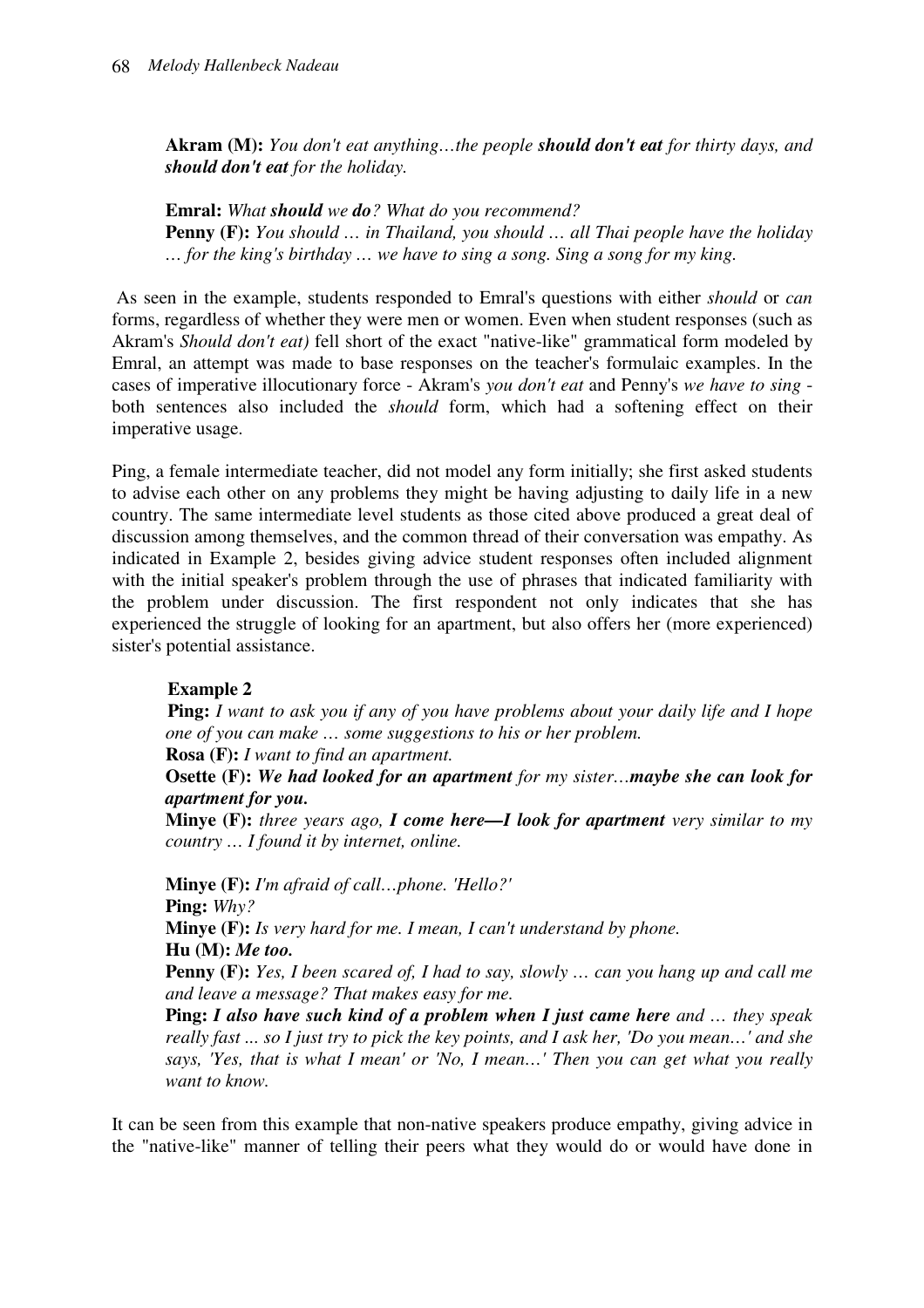**Akram (M):** *You don't eat anything…the people **should don't eat** for thirty days, and **should don't eat** for the holiday.*

**Emral:** *What **should** we **do**? What do you recommend?*
**Penny (F):** *You should … in Thailand, you should … all Thai people have the holiday … for the king's birthday … we have to sing a song. Sing a song for my king.*

As seen in the example, students responded to Emral's questions with either *should* or *can* forms, regardless of whether they were men or women. Even when student responses (such as Akram's *Should don't eat)* fell short of the exact "native-like" grammatical form modeled by Emral, an attempt was made to base responses on the teacher's formulaic examples. In the cases of imperative illocutionary force - Akram's *you don't eat* and Penny's *we have to sing* - both sentences also included the *should* form, which had a softening effect on their imperative usage.

Ping, a female intermediate teacher, did not model any form initially; she first asked students to advise each other on any problems they might be having adjusting to daily life in a new country. The same intermediate level students as those cited above produced a great deal of discussion among themselves, and the common thread of their conversation was empathy. As indicated in Example 2, besides giving advice student responses often included alignment with the initial speaker's problem through the use of phrases that indicated familiarity with the problem under discussion. The first respondent not only indicates that she has experienced the struggle of looking for an apartment, but also offers her (more experienced) sister's potential assistance.

**Example 2**
**Ping:** *I want to ask you if any of you have problems about your daily life and I hope one of you can make … some suggestions to his or her problem.*
**Rosa (F):** *I want to find an apartment.*
**Osette (F):** ***We had looked for an apartment** for my sister…**maybe she can look for apartment for you.***
**Minye (F):** *three years ago, **I come here—I look for apartment** very similar to my country … I found it by internet, online.*

**Minye (F):** *I'm afraid of call…phone. 'Hello?'*
**Ping:** *Why?*
**Minye (F):** *Is very hard for me. I mean, I can't understand by phone.*
**Hu (M):** ***Me too.***
**Penny (F):** *Yes, I been scared of, I had to say, slowly … can you hang up and call me and leave a message? That makes easy for me.*
**Ping:** ***I also have such kind of a problem when I just came here** and … they speak really fast ... so I just try to pick the key points, and I ask her, 'Do you mean…' and she says, 'Yes, that is what I mean' or 'No, I mean…' Then you can get what you really want to know.*

It can be seen from this example that non-native speakers produce empathy, giving advice in the "native-like" manner of telling their peers what they would do or would have done in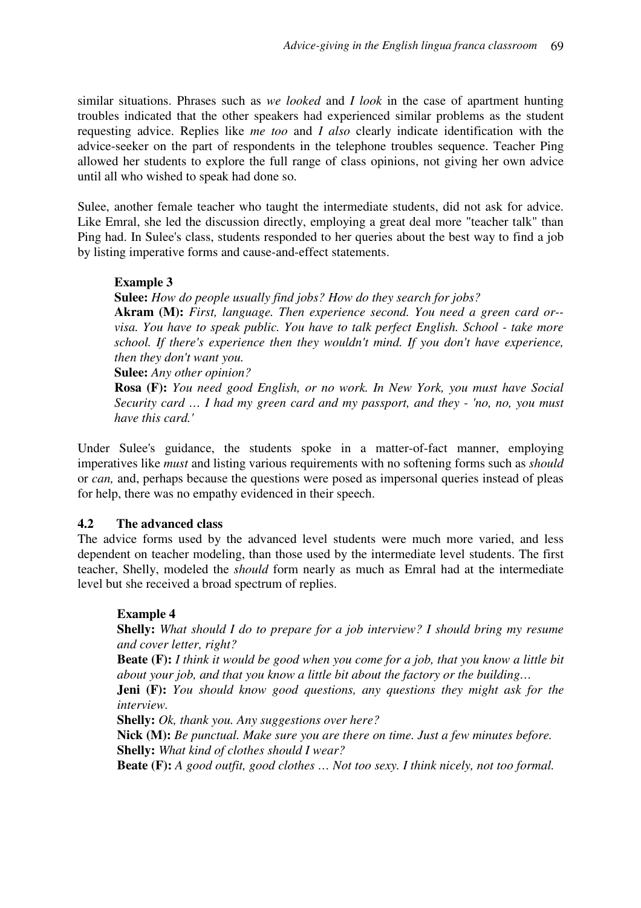similar situations. Phrases such as *we looked* and *I look* in the case of apartment hunting troubles indicated that the other speakers had experienced similar problems as the student requesting advice. Replies like *me too* and *I also* clearly indicate identification with the advice-seeker on the part of respondents in the telephone troubles sequence. Teacher Ping allowed her students to explore the full range of class opinions, not giving her own advice until all who wished to speak had done so.

Sulee, another female teacher who taught the intermediate students, did not ask for advice. Like Emral, she led the discussion directly, employing a great deal more "teacher talk" than Ping had. In Sulee's class, students responded to her queries about the best way to find a job by listing imperative forms and cause-and-effect statements.

> **Example 3**
> **Sulee:** *How do people usually find jobs? How do they search for jobs?*
> **Akram (M):** *First, language. Then experience second. You need a green card or--visa. You have to speak public. You have to talk perfect English. School - take more school. If there's experience then they wouldn't mind. If you don't have experience, then they don't want you.*
> **Sulee:** *Any other opinion?*
> **Rosa (F):** *You need good English, or no work. In New York, you must have Social Security card … I had my green card and my passport, and they - 'no, no, you must have this card.'*

Under Sulee's guidance, the students spoke in a matter-of-fact manner, employing imperatives like *must* and listing various requirements with no softening forms such as *should* or *can,* and, perhaps because the questions were posed as impersonal queries instead of pleas for help, there was no empathy evidenced in their speech.

### 4.2 The advanced class

The advice forms used by the advanced level students were much more varied, and less dependent on teacher modeling, than those used by the intermediate level students. The first teacher, Shelly, modeled the *should* form nearly as much as Emral had at the intermediate level but she received a broad spectrum of replies.

> **Example 4**
> **Shelly:** *What should I do to prepare for a job interview? I should bring my resume and cover letter, right?*
> **Beate (F):** *I think it would be good when you come for a job, that you know a little bit about your job, and that you know a little bit about the factory or the building…*
> **Jeni (F):** *You should know good questions, any questions they might ask for the interview.*
> **Shelly:** *Ok, thank you. Any suggestions over here?*
> **Nick (M):** *Be punctual. Make sure you are there on time. Just a few minutes before.*
> **Shelly:** *What kind of clothes should I wear?*
> **Beate (F):** *A good outfit, good clothes … Not too sexy. I think nicely, not too formal.*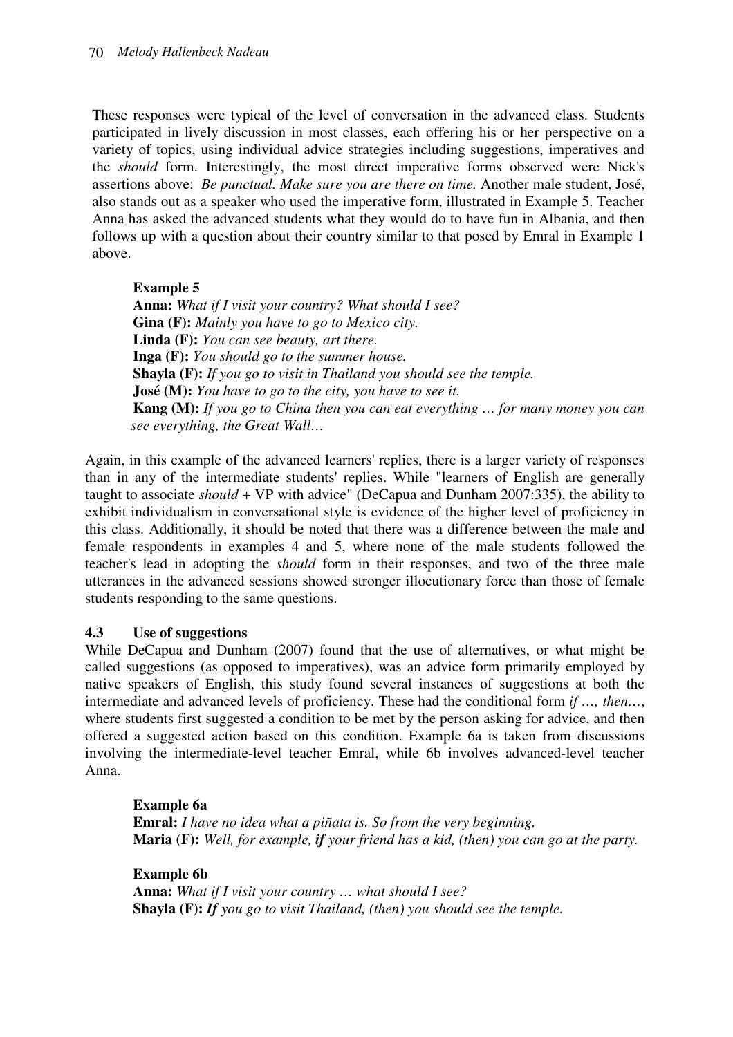These responses were typical of the level of conversation in the advanced class. Students participated in lively discussion in most classes, each offering his or her perspective on a variety of topics, using individual advice strategies including suggestions, imperatives and the *should* form. Interestingly, the most direct imperative forms observed were Nick's assertions above: *Be punctual. Make sure you are there on time.* Another male student, José, also stands out as a speaker who used the imperative form, illustrated in Example 5. Teacher Anna has asked the advanced students what they would do to have fun in Albania, and then follows up with a question about their country similar to that posed by Emral in Example 1 above.

> **Example 5**
> **Anna:** *What if I visit your country? What should I see?*
> **Gina (F):** *Mainly you have to go to Mexico city.*
> **Linda (F):** *You can see beauty, art there.*
> **Inga (F):** *You should go to the summer house.*
> **Shayla (F):** *If you go to visit in Thailand you should see the temple.*
> **José (M):** *You have to go to the city, you have to see it.*
> **Kang (M):** *If you go to China then you can eat everything … for many money you can see everything, the Great Wall…*

Again, in this example of the advanced learners' replies, there is a larger variety of responses than in any of the intermediate students' replies. While "learners of English are generally taught to associate *should* + VP with advice" (DeCapua and Dunham 2007:335), the ability to exhibit individualism in conversational style is evidence of the higher level of proficiency in this class. Additionally, it should be noted that there was a difference between the male and female respondents in examples 4 and 5, where none of the male students followed the teacher's lead in adopting the *should* form in their responses, and two of the three male utterances in the advanced sessions showed stronger illocutionary force than those of female students responding to the same questions.

### 4.3 Use of suggestions

While DeCapua and Dunham (2007) found that the use of alternatives, or what might be called suggestions (as opposed to imperatives), was an advice form primarily employed by native speakers of English, this study found several instances of suggestions at both the intermediate and advanced levels of proficiency. These had the conditional form *if …, then…*, where students first suggested a condition to be met by the person asking for advice, and then offered a suggested action based on this condition. Example 6a is taken from discussions involving the intermediate-level teacher Emral, while 6b involves advanced-level teacher Anna.

> **Example 6a**
> **Emral:** *I have no idea what a piñata is. So from the very beginning.*
> **Maria (F):** *Well, for example,* ***if*** *your friend has a kid, (then) you can go at the party.*

> **Example 6b**
> **Anna:** *What if I visit your country … what should I see?*
> **Shayla (F):** ***If*** *you go to visit Thailand, (then) you should see the temple.*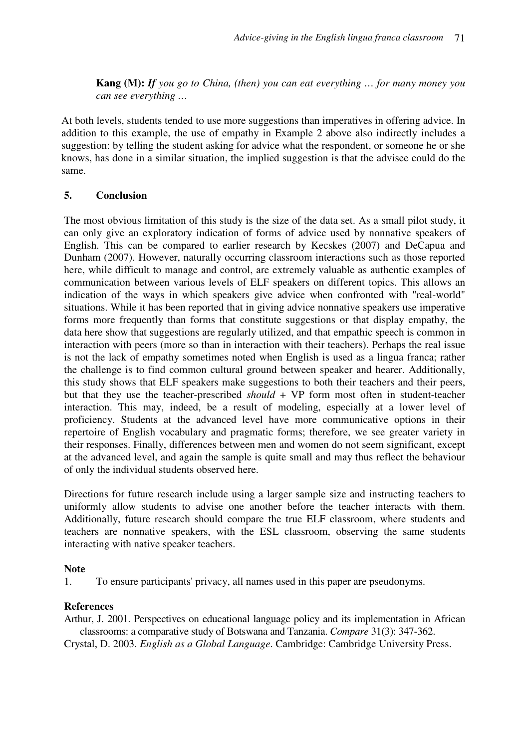**Kang (M):** ***If*** *you go to China, (then) you can eat everything … for many money you can see everything …*

At both levels, students tended to use more suggestions than imperatives in offering advice. In addition to this example, the use of empathy in Example 2 above also indirectly includes a suggestion: by telling the student asking for advice what the respondent, or someone he or she knows, has done in a similar situation, the implied suggestion is that the advisee could do the same.

## 5. Conclusion

The most obvious limitation of this study is the size of the data set. As a small pilot study, it can only give an exploratory indication of forms of advice used by nonnative speakers of English. This can be compared to earlier research by Kecskes (2007) and DeCapua and Dunham (2007). However, naturally occurring classroom interactions such as those reported here, while difficult to manage and control, are extremely valuable as authentic examples of communication between various levels of ELF speakers on different topics. This allows an indication of the ways in which speakers give advice when confronted with "real-world" situations. While it has been reported that in giving advice nonnative speakers use imperative forms more frequently than forms that constitute suggestions or that display empathy, the data here show that suggestions are regularly utilized, and that empathic speech is common in interaction with peers (more so than in interaction with their teachers). Perhaps the real issue is not the lack of empathy sometimes noted when English is used as a lingua franca; rather the challenge is to find common cultural ground between speaker and hearer. Additionally, this study shows that ELF speakers make suggestions to both their teachers and their peers, but that they use the teacher-prescribed *should* + VP form most often in student-teacher interaction. This may, indeed, be a result of modeling, especially at a lower level of proficiency. Students at the advanced level have more communicative options in their repertoire of English vocabulary and pragmatic forms; therefore, we see greater variety in their responses. Finally, differences between men and women do not seem significant, except at the advanced level, and again the sample is quite small and may thus reflect the behaviour of only the individual students observed here.

Directions for future research include using a larger sample size and instructing teachers to uniformly allow students to advise one another before the teacher interacts with them. Additionally, future research should compare the true ELF classroom, where students and teachers are nonnative speakers, with the ESL classroom, observing the same students interacting with native speaker teachers.

**Note**

1. To ensure participants' privacy, all names used in this paper are pseudonyms.

**References**

Arthur, J. 2001. Perspectives on educational language policy and its implementation in African classrooms: a comparative study of Botswana and Tanzania. *Compare* 31(3): 347-362.

Crystal, D. 2003. *English as a Global Language*. Cambridge: Cambridge University Press.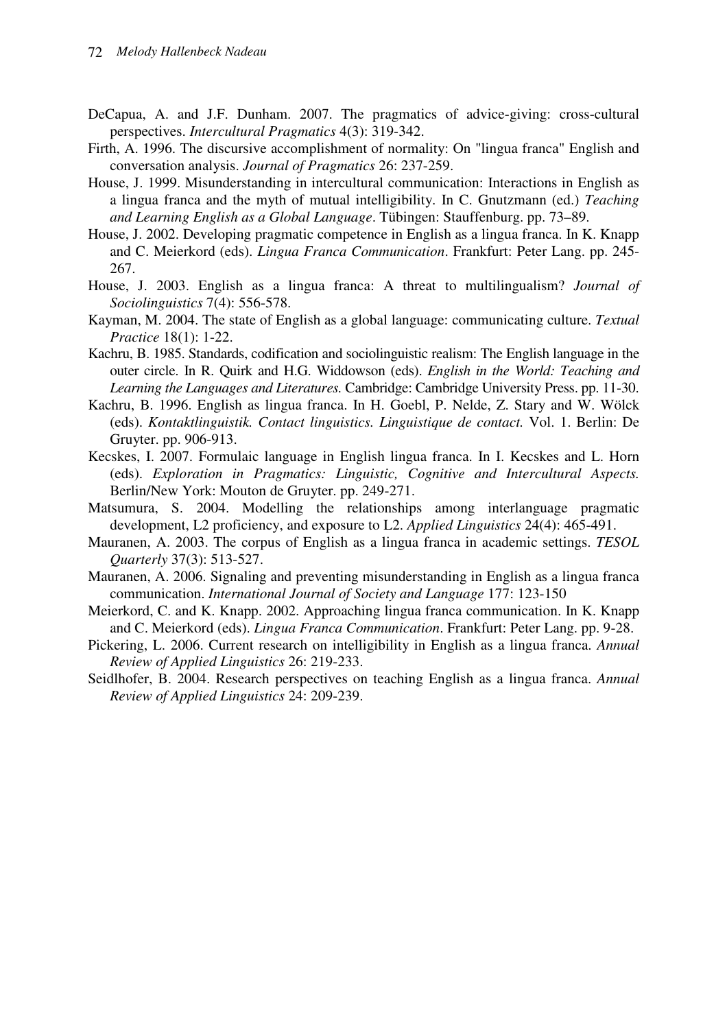DeCapua, A. and J.F. Dunham. 2007. The pragmatics of advice-giving: cross-cultural perspectives. *Intercultural Pragmatics* 4(3): 319-342.

Firth, A. 1996. The discursive accomplishment of normality: On "lingua franca" English and conversation analysis. *Journal of Pragmatics* 26: 237-259.

House, J. 1999. Misunderstanding in intercultural communication: Interactions in English as a lingua franca and the myth of mutual intelligibility. In C. Gnutzmann (ed.) *Teaching and Learning English as a Global Language*. Tübingen: Stauffenburg. pp. 73–89.

House, J. 2002. Developing pragmatic competence in English as a lingua franca. In K. Knapp and C. Meierkord (eds). *Lingua Franca Communication*. Frankfurt: Peter Lang. pp. 245-267.

House, J. 2003. English as a lingua franca: A threat to multilingualism? *Journal of Sociolinguistics* 7(4): 556-578.

Kayman, M. 2004. The state of English as a global language: communicating culture. *Textual Practice* 18(1): 1-22.

Kachru, B. 1985. Standards, codification and sociolinguistic realism: The English language in the outer circle. In R. Quirk and H.G. Widdowson (eds). *English in the World: Teaching and Learning the Languages and Literatures.* Cambridge: Cambridge University Press. pp. 11-30.

Kachru, B. 1996. English as lingua franca. In H. Goebl, P. Nelde, Z. Stary and W. Wölck (eds). *Kontaktlinguistik. Contact linguistics. Linguistique de contact.* Vol. 1. Berlin: De Gruyter. pp. 906-913.

Kecskes, I. 2007. Formulaic language in English lingua franca. In I. Kecskes and L. Horn (eds). *Exploration in Pragmatics: Linguistic, Cognitive and Intercultural Aspects.* Berlin/New York: Mouton de Gruyter. pp. 249-271.

Matsumura, S. 2004. Modelling the relationships among interlanguage pragmatic development, L2 proficiency, and exposure to L2. *Applied Linguistics* 24(4): 465-491.

Mauranen, A. 2003. The corpus of English as a lingua franca in academic settings. *TESOL Quarterly* 37(3): 513-527.

Mauranen, A. 2006. Signaling and preventing misunderstanding in English as a lingua franca communication. *International Journal of Society and Language* 177: 123-150

Meierkord, C. and K. Knapp. 2002. Approaching lingua franca communication. In K. Knapp and C. Meierkord (eds). *Lingua Franca Communication*. Frankfurt: Peter Lang. pp. 9-28.

Pickering, L. 2006. Current research on intelligibility in English as a lingua franca. *Annual Review of Applied Linguistics* 26: 219-233.

Seidlhofer, B. 2004. Research perspectives on teaching English as a lingua franca. *Annual Review of Applied Linguistics* 24: 209-239.